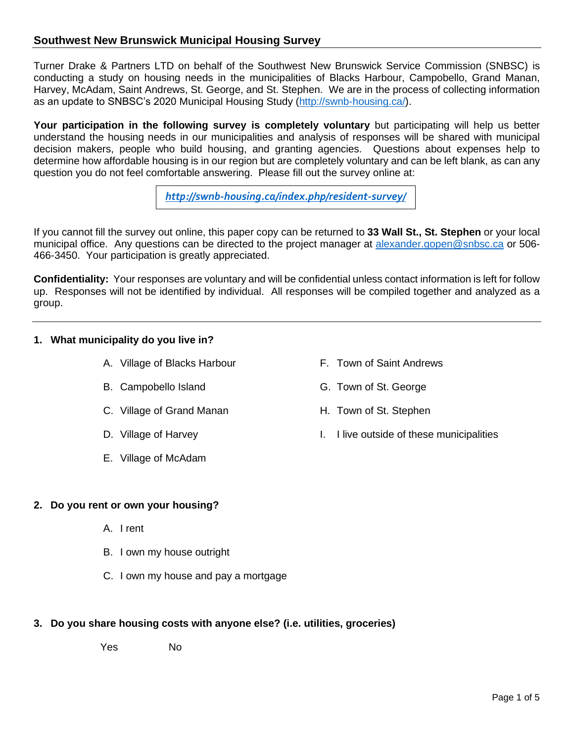## Southwest New Brunswick Municipal Housing Survey

Turner Drake & Partners LTD on behalf of the Southwest New Brunswick Service Commission (SNBSC) is conducting a study on housing needs in the municipalities of Blacks Harbour, Campobello, Grand Manan, Harvey, McAdam, Saint Andrews, St. George, and St. Stephen. We are in the process of collecting information as an update to SNBSC's 2020 Municipal Housing Study (http://swnb-housing.ca/).

**Your participation in the following survey is completely voluntary** but participating will help us better understand the housing needs in our municipalities and analysis of responses will be shared with municipal decision makers, people who build housing, and granting agencies. Questions about expenses help to determine how affordable housing is in our region but are completely voluntary and can be left blank, as can any question you do not feel comfortable answering. Please fill out the survey online at:

***http://swnb-housing.ca/index.php/resident-survey/***

If you cannot fill the survey out online, this paper copy can be returned to **33 Wall St., St. Stephen** or your local municipal office. Any questions can be directed to the project manager at alexander.gopen@snbsc.ca or 506-466-3450. Your participation is greatly appreciated.

**Confidentiality:** Your responses are voluntary and will be confidential unless contact information is left for follow up. Responses will not be identified by individual. All responses will be compiled together and analyzed as a group.

---

**1. What municipality do you live in?**

A. Village of Blacks Harbour
B. Campobello Island
C. Village of Grand Manan
D. Village of Harvey
E. Village of McAdam
F. Town of Saint Andrews
G. Town of St. George
H. Town of St. Stephen
I. I live outside of these municipalities

**2. Do you rent or own your housing?**

A. I rent
B. I own my house outright
C. I own my house and pay a mortgage

**3. Do you share housing costs with anyone else? (i.e. utilities, groceries)**

Yes No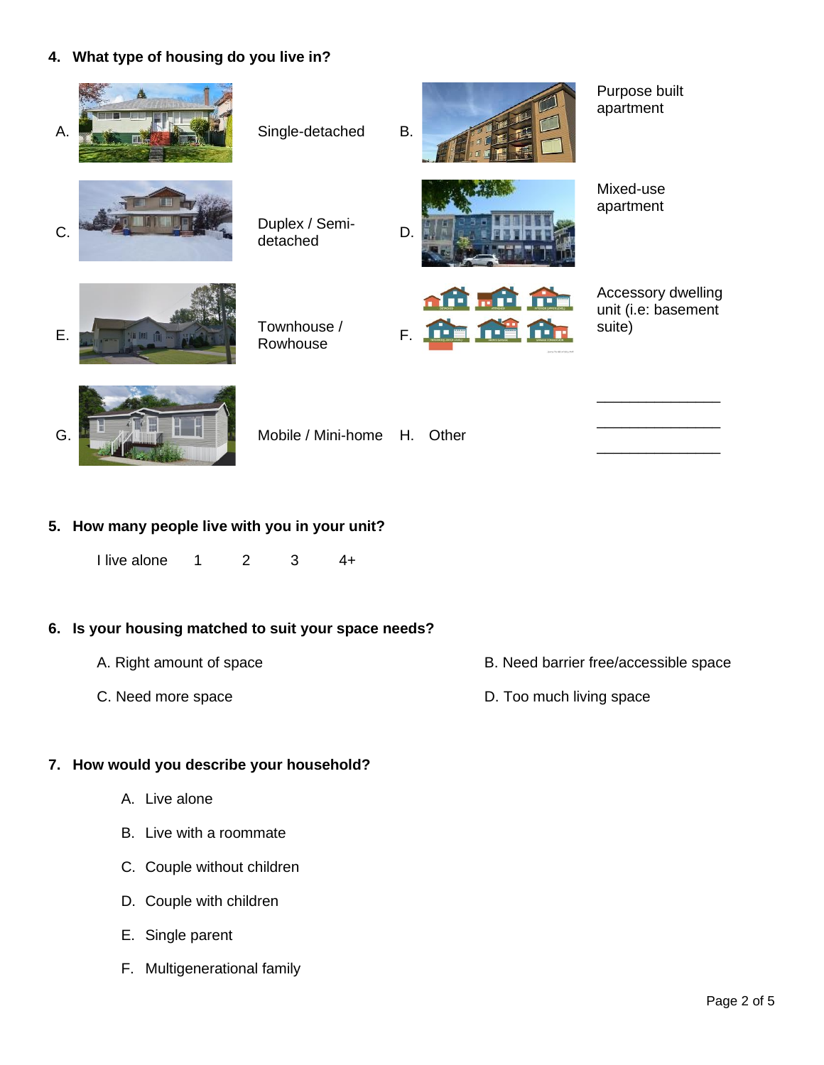**4. What type of housing do you live in?**

A. Single-detached

B. Purpose built apartment

C. Duplex / Semi-detached

D. Mixed-use apartment

E. Townhouse / Rowhouse

F. Accessory dwelling unit (i.e: basement suite)

G. Mobile / Mini-home

H. Other _______________ _______________ _______________

**5. How many people live with you in your unit?**

I live alone 1 2 3 4+

**6. Is your housing matched to suit your space needs?**

A. Right amount of space

B. Need barrier free/accessible space

C. Need more space

D. Too much living space

**7. How would you describe your household?**

A. Live alone
B. Live with a roommate
C. Couple without children
D. Couple with children
E. Single parent
F. Multigenerational family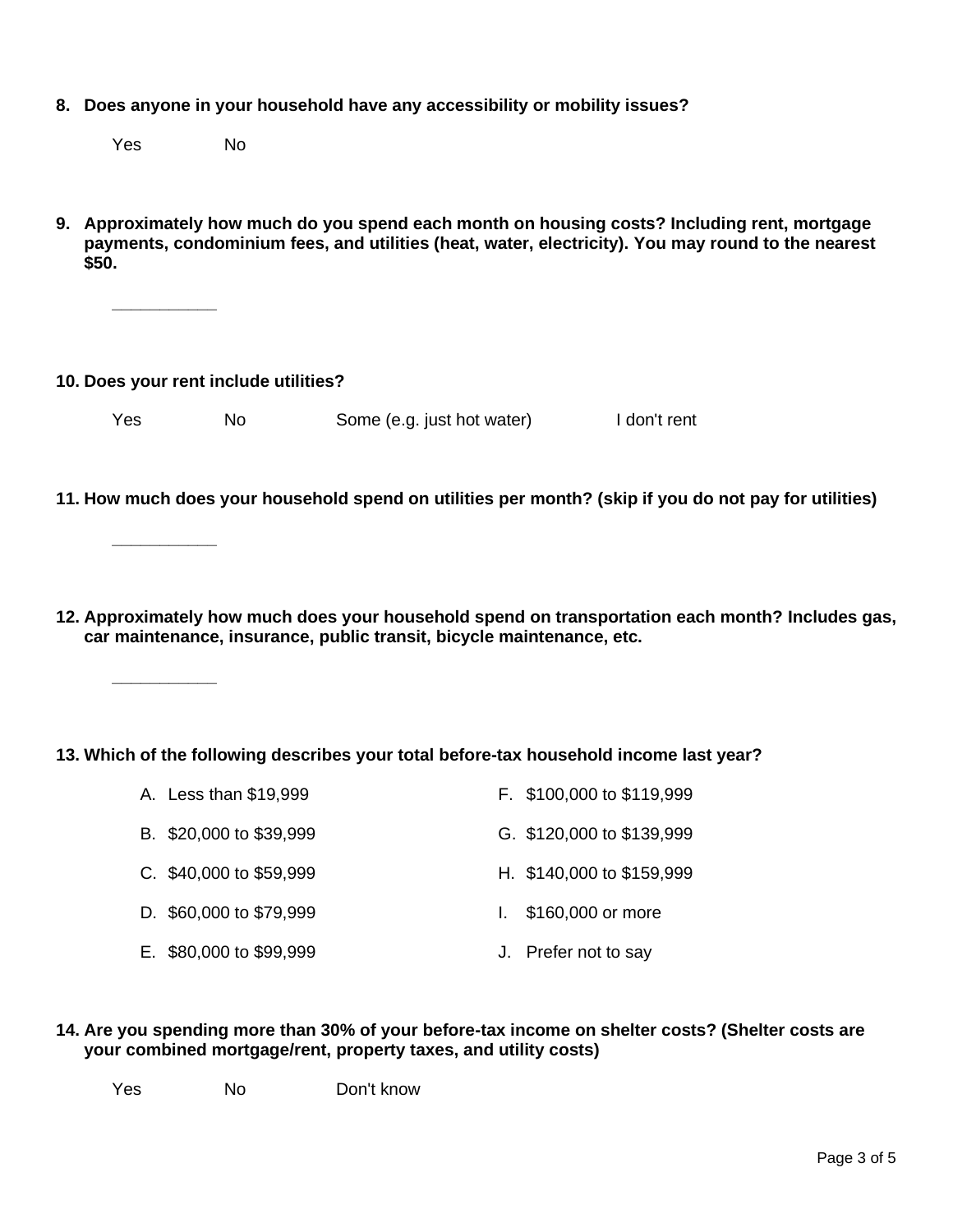**8. Does anyone in your household have any accessibility or mobility issues?**

Yes    No

**9. Approximately how much do you spend each month on housing costs? Including rent, mortgage payments, condominium fees, and utilities (heat, water, electricity). You may round to the nearest $50.**

__________

**10. Does your rent include utilities?**

Yes    No    Some (e.g. just hot water)    I don't rent

**11. How much does your household spend on utilities per month? (skip if you do not pay for utilities)**

__________

**12. Approximately how much does your household spend on transportation each month? Includes gas, car maintenance, insurance, public transit, bicycle maintenance, etc.**

__________

**13. Which of the following describes your total before-tax household income last year?**

A. Less than $19,999
B. $20,000 to $39,999
C. $40,000 to $59,999
D. $60,000 to $79,999
E. $80,000 to $99,999
F. $100,000 to $119,999
G. $120,000 to $139,999
H. $140,000 to $159,999
I. $160,000 or more
J. Prefer not to say

**14. Are you spending more than 30% of your before-tax income on shelter costs? (Shelter costs are your combined mortgage/rent, property taxes, and utility costs)**

Yes    No    Don't know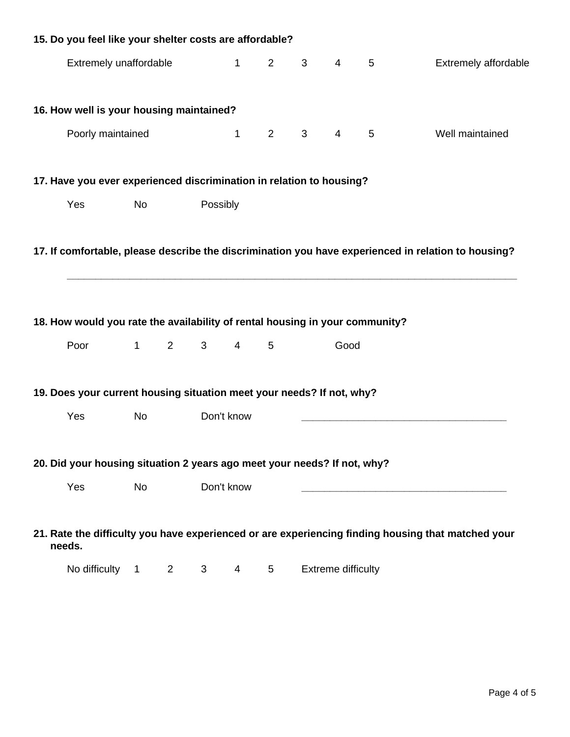**15. Do you feel like your shelter costs are affordable?**

Extremely unaffordable 1 2 3 4 5 Extremely affordable

**16. How well is your housing maintained?**

Poorly maintained 1 2 3 4 5 Well maintained

**17. Have you ever experienced discrimination in relation to housing?**

Yes No Possibly

**17. If comfortable, please describe the discrimination you have experienced in relation to housing?**

________________________________________________________________________________

**18. How would you rate the availability of rental housing in your community?**

Poor 1 2 3 4 5 Good

**19. Does your current housing situation meet your needs? If not, why?**

Yes No Don't know ____________________________________

**20. Did your housing situation 2 years ago meet your needs? If not, why?**

Yes No Don't know ____________________________________

**21. Rate the difficulty you have experienced or are experiencing finding housing that matched your needs.**

No difficulty 1 2 3 4 5 Extreme difficulty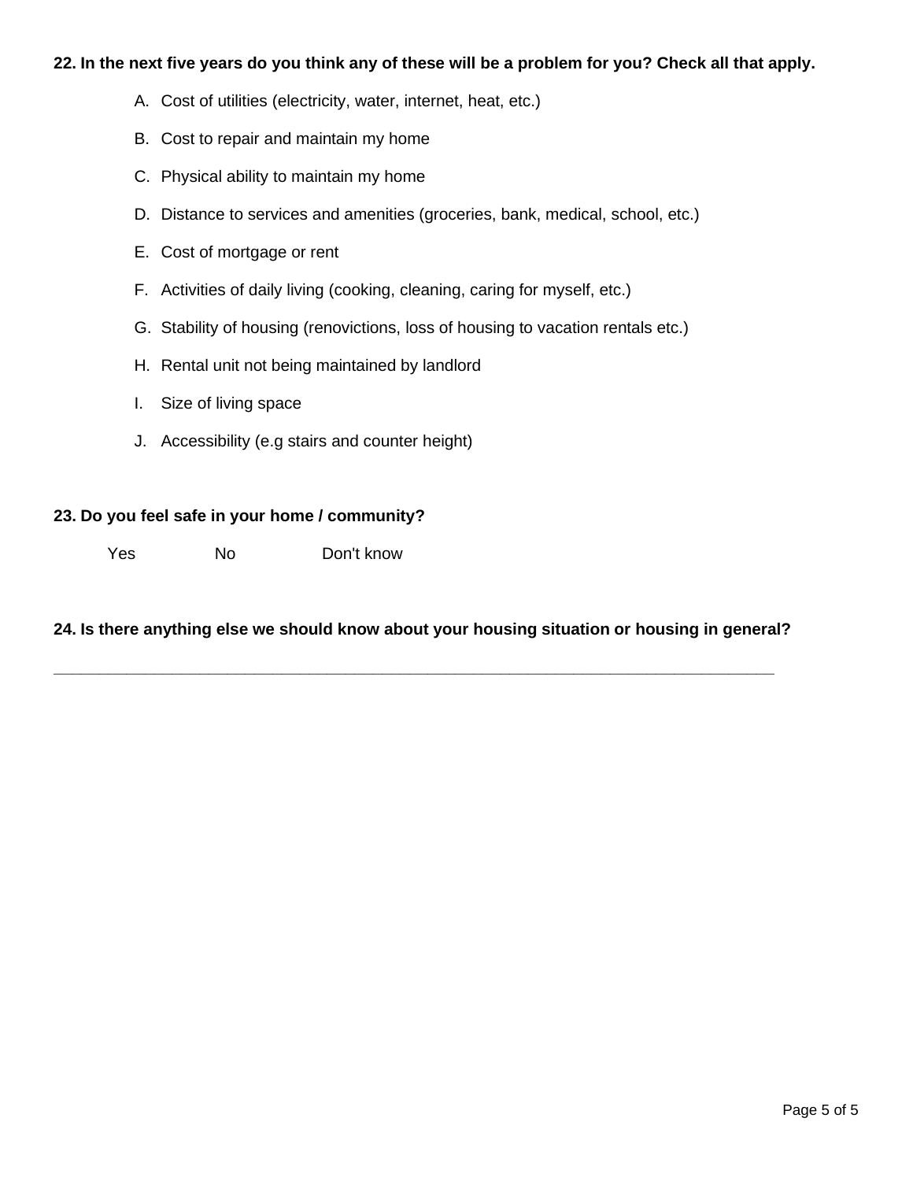**22. In the next five years do you think any of these will be a problem for you? Check all that apply.**

A. Cost of utilities (electricity, water, internet, heat, etc.)

B. Cost to repair and maintain my home

C. Physical ability to maintain my home

D. Distance to services and amenities (groceries, bank, medical, school, etc.)

E. Cost of mortgage or rent

F. Activities of daily living (cooking, cleaning, caring for myself, etc.)

G. Stability of housing (renovictions, loss of housing to vacation rentals etc.)

H. Rental unit not being maintained by landlord

I. Size of living space

J. Accessibility (e.g stairs and counter height)

**23. Do you feel safe in your home / community?**

Yes No Don't know

**24. Is there anything else we should know about your housing situation or housing in general?**

______________________________________________________________________________